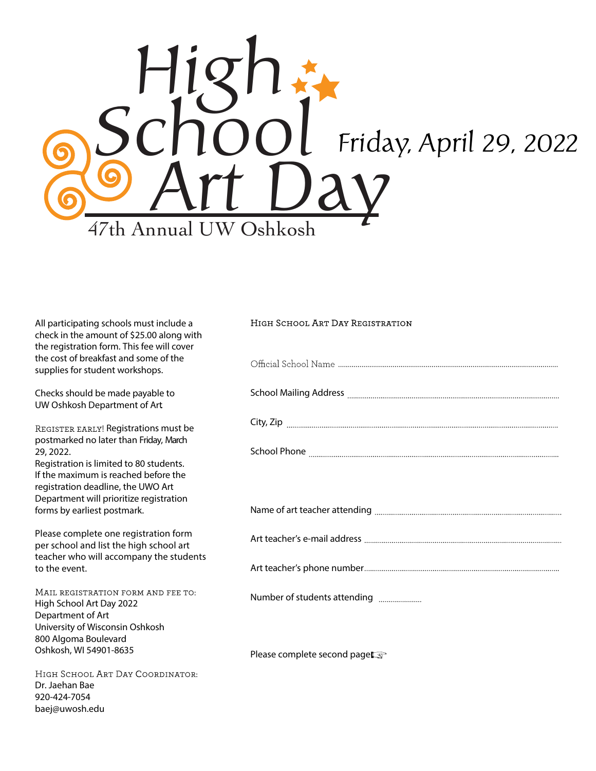# High School Art Day

Friday, April 29, 2022

47th Annual UW Oshkosh

All participating schools must include a check in the amount of $25.00 along with the registration form. This fee will cover the cost of breakfast and some of the supplies for student workshops.

Checks should be made payable to UW Oshkosh Department of Art

Register early! Registrations must be postmarked no later than Friday, March 29, 2022.
Registration is limited to 80 students. If the maximum is reached before the registration deadline, the UWO Art Department will prioritize registration forms by earliest postmark.

Please complete one registration form per school and list the high school art teacher who will accompany the students to the event.

Mail registration form and fee to:
High School Art Day 2022
Department of Art
University of Wisconsin Oshkosh
800 Algoma Boulevard
Oshkosh, WI 54901-8635

High School Art Day Coordinator:
Dr. Jaehan Bae
920-424-7054
baej@uwosh.edu

## High School Art Day Registration

Official School Name ..........................................................................

School Mailing Address ..........................................................................

City, Zip ..........................................................................

School Phone ..........................................................................

Name of art teacher attending ..........................................................................

Art teacher's e-mail address ..........................................................................

Art teacher's phone number..........................................................................

Number of students attending ......................

Please complete second page☞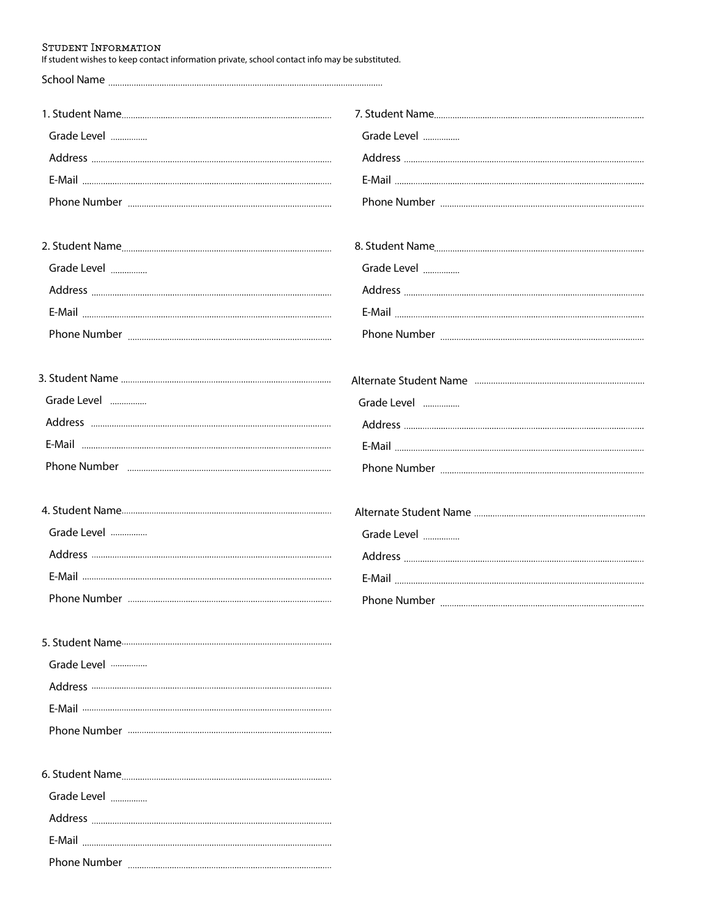## Student Information

If student wishes to keep contact information private, school contact info may be substituted.

School Name ..................................................................................................................

1. Student Name..........................................................................................
   Grade Level ................
   Address ........................................................................................................
   E-Mail ...........................................................................................................
   Phone Number .......................................................................................

2. Student Name..........................................................................................
   Grade Level ................
   Address ........................................................................................................
   E-Mail ...........................................................................................................
   Phone Number .......................................................................................

3. Student Name ..........................................................................................
   Grade Level ................
   Address ........................................................................................................
   E-Mail ...........................................................................................................
   Phone Number .......................................................................................

4. Student Name..........................................................................................
   Grade Level ................
   Address ........................................................................................................
   E-Mail ...........................................................................................................
   Phone Number .......................................................................................

5. Student Name..........................................................................................
   Grade Level ................
   Address ........................................................................................................
   E-Mail ...........................................................................................................
   Phone Number .......................................................................................

6. Student Name..........................................................................................
   Grade Level ................
   Address ........................................................................................................
   E-Mail ...........................................................................................................
   Phone Number .......................................................................................

7. Student Name..........................................................................................
   Grade Level ................
   Address ........................................................................................................
   E-Mail ...........................................................................................................
   Phone Number .......................................................................................

8. Student Name..........................................................................................
   Grade Level ................
   Address ........................................................................................................
   E-Mail ...........................................................................................................
   Phone Number .......................................................................................

Alternate Student Name .........................................................................
Grade Level ................
Address ........................................................................................................
E-Mail ...........................................................................................................
Phone Number .......................................................................................

Alternate Student Name .........................................................................
Grade Level ................
Address ........................................................................................................
E-Mail ...........................................................................................................
Phone Number .......................................................................................